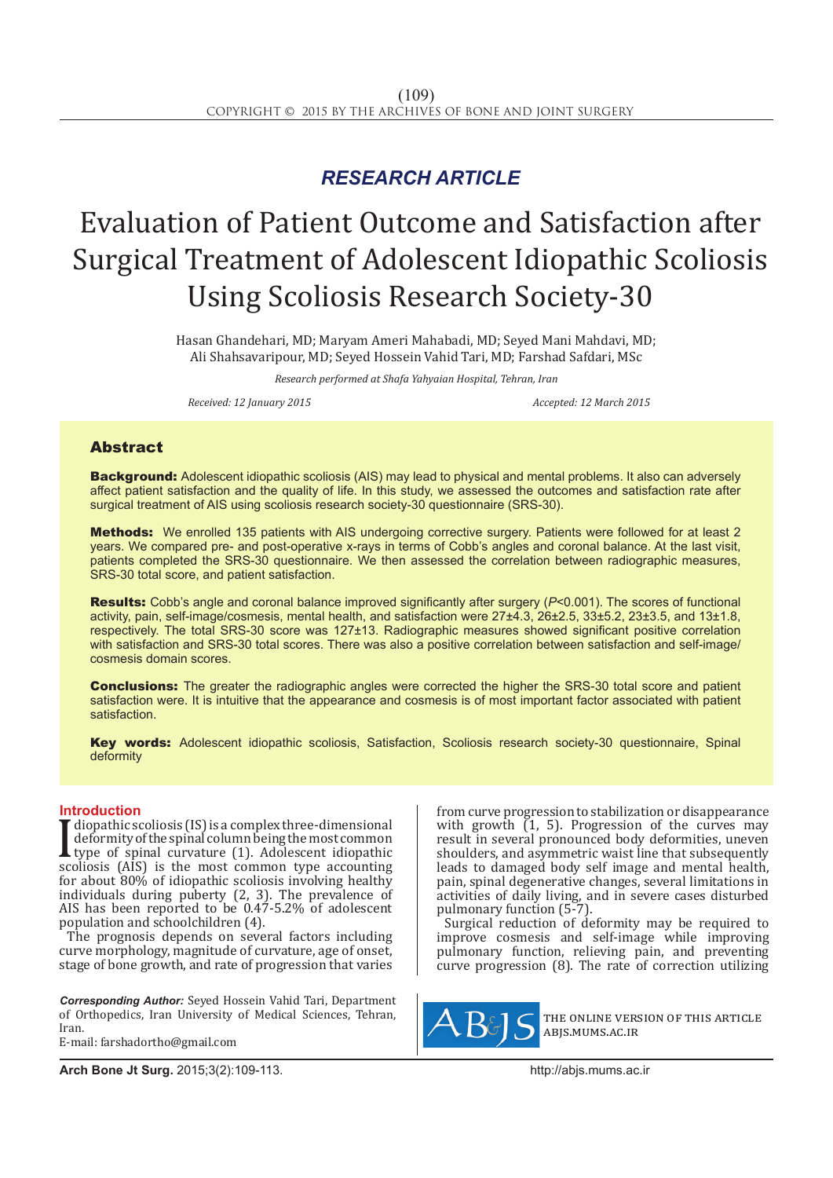*RESEARCH ARTICLE*

# Evaluation of Patient Outcome and Satisfaction after Surgical Treatment of Adolescent Idiopathic Scoliosis Using Scoliosis Research Society-30

Hasan Ghandehari, MD; Maryam Ameri Mahabadi, MD; Seyed Mani Mahdavi, MD; Ali Shahsavaripour, MD; Seyed Hossein Vahid Tari, MD; Farshad Safdari, MSc

*Research performed at Shafa Yahyaian Hospital, Tehran, Iran*

*Received: 12 January 2015* *Accepted: 12 March 2015*

## Abstract

**Background:** Adolescent idiopathic scoliosis (AIS) may lead to physical and mental problems. It also can adversely affect patient satisfaction and the quality of life. In this study, we assessed the outcomes and satisfaction rate after surgical treatment of AIS using scoliosis research society-30 questionnaire (SRS-30).

**Methods:** We enrolled 135 patients with AIS undergoing corrective surgery. Patients were followed for at least 2 years. We compared pre- and post-operative x-rays in terms of Cobb's angles and coronal balance. At the last visit, patients completed the SRS-30 questionnaire. We then assessed the correlation between radiographic measures, SRS-30 total score, and patient satisfaction.

**Results:** Cobb's angle and coronal balance improved significantly after surgery ($P<0.001$). The scores of functional activity, pain, self-image/cosmesis, mental health, and satisfaction were 27±4.3, 26±2.5, 33±5.2, 23±3.5, and 13±1.8, respectively. The total SRS-30 score was 127±13. Radiographic measures showed significant positive correlation with satisfaction and SRS-30 total scores. There was also a positive correlation between satisfaction and self-image/cosmesis domain scores.

**Conclusions:** The greater the radiographic angles were corrected the higher the SRS-30 total score and patient satisfaction were. It is intuitive that the appearance and cosmesis is of most important factor associated with patient satisfaction.

**Key words:** Adolescent idiopathic scoliosis, Satisfaction, Scoliosis research society-30 questionnaire, Spinal deformity

## Introduction

Idiopathic scoliosis (IS) is a complex three-dimensional deformity of the spinal column being the most common type of spinal curvature (1). Adolescent idiopathic scoliosis (AIS) is the most common type accounting for about 80% of idiopathic scoliosis involving healthy individuals during puberty (2, 3). The prevalence of AIS has been reported to be 0.47-5.2% of adolescent population and schoolchildren (4).

The prognosis depends on several factors including curve morphology, magnitude of curvature, age of onset, stage of bone growth, and rate of progression that varies from curve progression to stabilization or disappearance with growth (1, 5). Progression of the curves may result in several pronounced body deformities, uneven shoulders, and asymmetric waist line that subsequently leads to damaged body self image and mental health, pain, spinal degenerative changes, several limitations in activities of daily living, and in severe cases disturbed pulmonary function (5-7).

Surgical reduction of deformity may be required to improve cosmesis and self-image while improving pulmonary function, relieving pain, and preventing curve progression (8). The rate of correction utilizing

*Corresponding Author:* Seyed Hossein Vahid Tari, Department of Orthopedics, Iran University of Medical Sciences, Tehran, Iran.
E-mail: farshadortho@gmail.com

THE ONLINE VERSION OF THIS ARTICLE ABJS.MUMS.AC.IR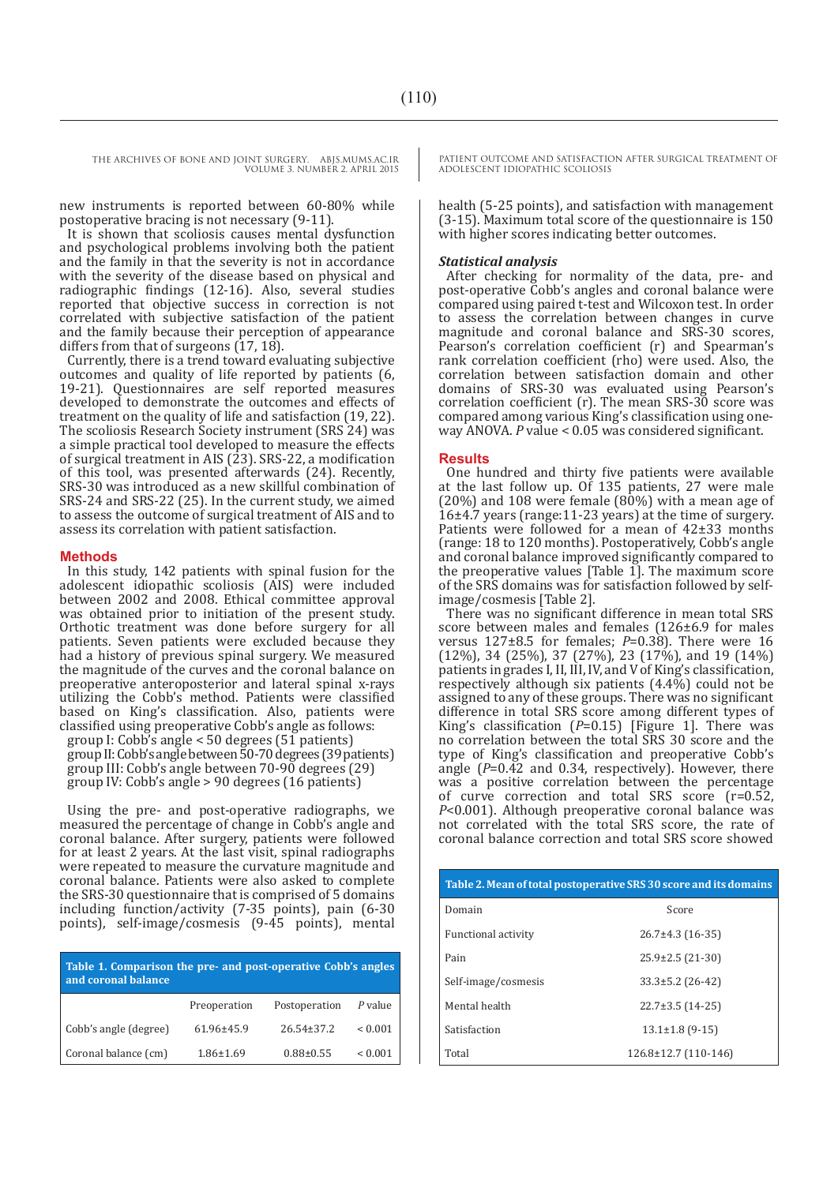new instruments is reported between 60-80% while postoperative bracing is not necessary (9-11).

It is shown that scoliosis causes mental dysfunction and psychological problems involving both the patient and the family in that the severity is not in accordance with the severity of the disease based on physical and radiographic findings (12-16). Also, several studies reported that objective success in correction is not correlated with subjective satisfaction of the patient and the family because their perception of appearance differs from that of surgeons (17, 18).

Currently, there is a trend toward evaluating subjective outcomes and quality of life reported by patients (6, 19-21). Questionnaires are self reported measures developed to demonstrate the outcomes and effects of treatment on the quality of life and satisfaction (19, 22). The scoliosis Research Society instrument (SRS 24) was a simple practical tool developed to measure the effects of surgical treatment in AIS (23). SRS-22, a modification of this tool, was presented afterwards (24). Recently, SRS-30 was introduced as a new skillful combination of SRS-24 and SRS-22 (25). In the current study, we aimed to assess the outcome of surgical treatment of AIS and to assess its correlation with patient satisfaction.

## Methods

In this study, 142 patients with spinal fusion for the adolescent idiopathic scoliosis (AIS) were included between 2002 and 2008. Ethical committee approval was obtained prior to initiation of the present study. Orthotic treatment was done before surgery for all patients. Seven patients were excluded because they had a history of previous spinal surgery. We measured the magnitude of the curves and the coronal balance on preoperative anteroposterior and lateral spinal x-rays utilizing the Cobb's method. Patients were classified based on King's classification. Also, patients were classified using preoperative Cobb's angle as follows:

group I: Cobb's angle < 50 degrees (51 patients)
group II: Cobb's angle between 50-70 degrees (39 patients)
group III: Cobb's angle between 70-90 degrees (29)
group IV: Cobb's angle > 90 degrees (16 patients)

Using the pre- and post-operative radiographs, we measured the percentage of change in Cobb's angle and coronal balance. After surgery, patients were followed for at least 2 years. At the last visit, spinal radiographs were repeated to measure the curvature magnitude and coronal balance. Patients were also asked to complete the SRS-30 questionnaire that is comprised of 5 domains including function/activity (7-35 points), pain (6-30 points), self-image/cosmesis (9-45 points), mental health (5-25 points), and satisfaction with management (3-15). Maximum total score of the questionnaire is 150 with higher scores indicating better outcomes.

**Table 1. Comparison the pre- and post-operative Cobb's angles and coronal balance**

| | Preoperation | Postoperation | *P* value |
|---|---|---|---|
| Cobb's angle (degree) | 61.96±45.9 | 26.54±37.2 | < 0.001 |
| Coronal balance (cm) | 1.86±1.69 | 0.88±0.55 | < 0.001 |

### *Statistical analysis*

After checking for normality of the data, pre- and post-operative Cobb's angles and coronal balance were compared using paired t-test and Wilcoxon test. In order to assess the correlation between changes in curve magnitude and coronal balance and SRS-30 scores, Pearson's correlation coefficient (r) and Spearman's rank correlation coefficient (rho) were used. Also, the correlation between satisfaction domain and other domains of SRS-30 was evaluated using Pearson's correlation coefficient (r). The mean SRS-30 score was compared among various King's classification using one-way ANOVA. *P* value < 0.05 was considered significant.

## Results

One hundred and thirty five patients were available at the last follow up. Of 135 patients, 27 were male (20%) and 108 were female (80%) with a mean age of 16±4.7 years (range:11-23 years) at the time of surgery. Patients were followed for a mean of 42±33 months (range: 18 to 120 months). Postoperatively, Cobb's angle and coronal balance improved significantly compared to the preoperative values [Table 1]. The maximum score of the SRS domains was for satisfaction followed by self-image/cosmesis [Table 2].

There was no significant difference in mean total SRS score between males and females (126±6.9 for males versus 127±8.5 for females; *P*=0.38). There were 16 (12%), 34 (25%), 37 (27%), 23 (17%), and 19 (14%) patients in grades I, II, III, IV, and V of King's classification, respectively although six patients (4.4%) could not be assigned to any of these groups. There was no significant difference in total SRS score among different types of King's classification (*P*=0.15) [Figure 1]. There was no correlation between the total SRS 30 score and the type of King's classification and preoperative Cobb's angle (*P*=0.42 and 0.34, respectively). However, there was a positive correlation between the percentage of curve correction and total SRS score (r=0.52, *P*<0.001). Although preoperative coronal balance was not correlated with the total SRS score, the rate of coronal balance correction and total SRS score showed

**Table 2. Mean of total postoperative SRS 30 score and its domains**

| Domain | Score |
|---|---|
| Functional activity | 26.7±4.3 (16-35) |
| Pain | 25.9±2.5 (21-30) |
| Self-image/cosmesis | 33.3±5.2 (26-42) |
| Mental health | 22.7±3.5 (14-25) |
| Satisfaction | 13.1±1.8 (9-15) |
| Total | 126.8±12.7 (110-146) |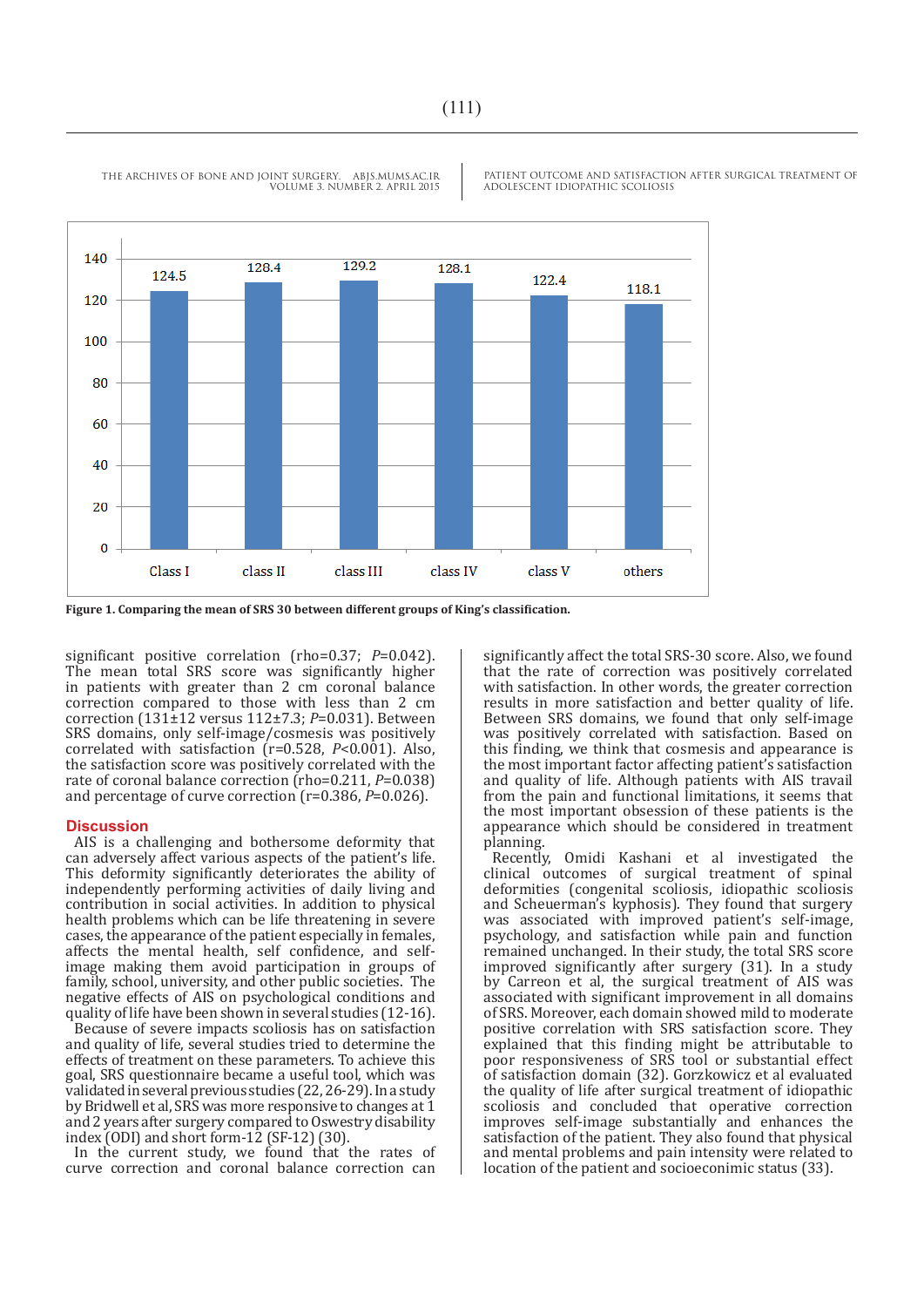Figure 1. Comparing the mean of SRS 30 between different groups of King's classification.

significant positive correlation (rho=0.37; *P*=0.042). The mean total SRS score was significantly higher in patients with greater than 2 cm coronal balance correction compared to those with less than 2 cm correction (131±12 versus 112±7.3; *P*=0.031). Between SRS domains, only self-image/cosmesis was positively correlated with satisfaction (r=0.528, *P*<0.001). Also, the satisfaction score was positively correlated with the rate of coronal balance correction (rho=0.211, *P*=0.038) and percentage of curve correction (r=0.386, *P*=0.026).

## Discussion

AIS is a challenging and bothersome deformity that can adversely affect various aspects of the patient's life. This deformity significantly deteriorates the ability of independently performing activities of daily living and contribution in social activities. In addition to physical health problems which can be life threatening in severe cases, the appearance of the patient especially in females, affects the mental health, self confidence, and self-image making them avoid participation in groups of family, school, university, and other public societies. The negative effects of AIS on psychological conditions and quality of life have been shown in several studies (12-16).

Because of severe impacts scoliosis has on satisfaction and quality of life, several studies tried to determine the effects of treatment on these parameters. To achieve this goal, SRS questionnaire became a useful tool, which was validated in several previous studies (22, 26-29). In a study by Bridwell et al, SRS was more responsive to changes at 1 and 2 years after surgery compared to Oswestry disability index (ODI) and short form-12 (SF-12) (30).

In the current study, we found that the rates of curve correction and coronal balance correction can significantly affect the total SRS-30 score. Also, we found that the rate of correction was positively correlated with satisfaction. In other words, the greater correction results in more satisfaction and better quality of life. Between SRS domains, we found that only self-image was positively correlated with satisfaction. Based on this finding, we think that cosmesis and appearance is the most important factor affecting patient's satisfaction and quality of life. Although patients with AIS travail from the pain and functional limitations, it seems that the most important obsession of these patients is the appearance which should be considered in treatment planning.

Recently, Omidi Kashani et al investigated the clinical outcomes of surgical treatment of spinal deformities (congenital scoliosis, idiopathic scoliosis and Scheuerman's kyphosis). They found that surgery was associated with improved patient's self-image, psychology, and satisfaction while pain and function remained unchanged. In their study, the total SRS score improved significantly after surgery (31). In a study by Carreon et al, the surgical treatment of AIS was associated with significant improvement in all domains of SRS. Moreover, each domain showed mild to moderate positive correlation with SRS satisfaction score. They explained that this finding might be attributable to poor responsiveness of SRS tool or substantial effect of satisfaction domain (32). Gorzkowicz et al evaluated the quality of life after surgical treatment of idiopathic scoliosis and concluded that operative correction improves self-image substantially and enhances the satisfaction of the patient. They also found that physical and mental problems and pain intensity were related to location of the patient and socioeconimic status (33).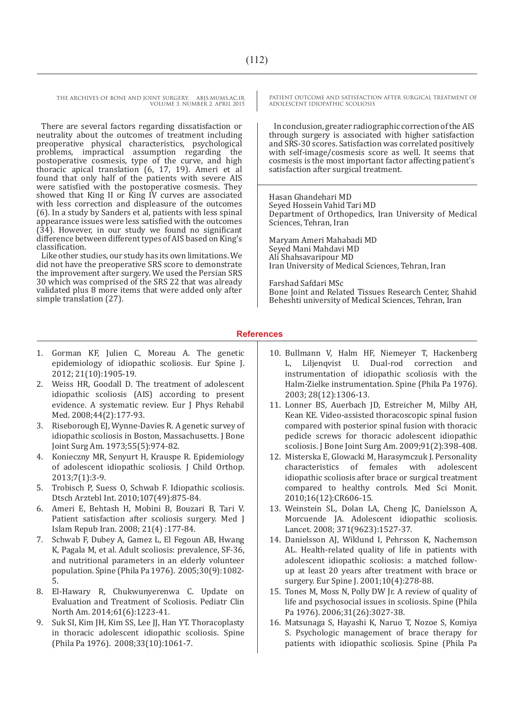There are several factors regarding dissatisfaction or neutrality about the outcomes of treatment including preoperative physical characteristics, psychological problems, impractical assumption regarding the postoperative cosmesis, type of the curve, and high thoracic apical translation (6, 17, 19). Ameri et al found that only half of the patients with severe AIS were satisfied with the postoperative cosmesis. They showed that King II or King IV curves are associated with less correction and displeasure of the outcomes (6). In a study by Sanders et al, patients with less spinal appearance issues were less satisfied with the outcomes (34). However, in our study we found no significant difference between different types of AIS based on King's classification.

Like other studies, our study has its own limitations. We did not have the preoperative SRS score to demonstrate the improvement after surgery. We used the Persian SRS 30 which was comprised of the SRS 22 that was already validated plus 8 more items that were added only after simple translation (27).

In conclusion, greater radiographic correction of the AIS through surgery is associated with higher satisfaction and SRS-30 scores. Satisfaction was correlated positively with self-image/cosmesis score as well. It seems that cosmesis is the most important factor affecting patient's satisfaction after surgical treatment.

Hasan Ghandehari MD
Seyed Hossein Vahid Tari MD
Department of Orthopedics, Iran University of Medical Sciences, Tehran, Iran

Maryam Ameri Mahabadi MD
Seyed Mani Mahdavi MD
Ali Shahsavaripour MD
Iran University of Medical Sciences, Tehran, Iran

Farshad Safdari MSc
Bone Joint and Related Tissues Research Center, Shahid Beheshti university of Medical Sciences, Tehran, Iran

## References

1. Gorman KF, Julien C, Moreau A. The genetic epidemiology of idiopathic scoliosis. Eur Spine J. 2012; 21(10):1905-19.
2. Weiss HR, Goodall D. The treatment of adolescent idiopathic scoliosis (AIS) according to present evidence. A systematic review. Eur J Phys Rehabil Med. 2008;44(2):177-93.
3. Riseborough EJ, Wynne-Davies R. A genetic survey of idiopathic scoliosis in Boston, Massachusetts. J Bone Joint Surg Am. 1973;55(5):974-82.
4. Konieczny MR, Senyurt H, Krauspe R. Epidemiology of adolescent idiopathic scoliosis. J Child Orthop. 2013;7(1):3-9.
5. Trobisch P, Suess O, Schwab F. Idiopathic scoliosis. Dtsch Arztebl Int. 2010;107(49):875-84.
6. Ameri E, Behtash H, Mobini B, Bouzari B, Tari V. Patient satisfaction after scoliosis surgery. Med J Islam Repub Iran. 2008; 21(4) :177-84.
7. Schwab F, Dubey A, Gamez L, El Fegoun AB, Hwang K, Pagala M, et al. Adult scoliosis: prevalence, SF-36, and nutritional parameters in an elderly volunteer population. Spine (Phila Pa 1976). 2005;30(9):1082-5.
8. El-Hawary R, Chukwunyerenwa C. Update on Evaluation and Treatment of Scoliosis. Pediatr Clin North Am. 2014;61(6):1223-41.
9. Suk SI, Kim JH, Kim SS, Lee JJ, Han YT. Thoracoplasty in thoracic adolescent idiopathic scoliosis. Spine (Phila Pa 1976). 2008;33(10):1061-7.
10. Bullmann V, Halm HF, Niemeyer T, Hackenberg L, Liljenqvist U. Dual-rod correction and instrumentation of idiopathic scoliosis with the Halm-Zielke instrumentation. Spine (Phila Pa 1976). 2003; 28(12):1306-13.
11. Lonner BS, Auerbach JD, Estreicher M, Milby AH, Kean KE. Video-assisted thoracoscopic spinal fusion compared with posterior spinal fusion with thoracic pedicle screws for thoracic adolescent idiopathic scoliosis. J Bone Joint Surg Am. 2009;91(2):398-408.
12. Misterska E, Glowacki M, Harasymczuk J. Personality characteristics of females with adolescent idiopathic scoliosis after brace or surgical treatment compared to healthy controls. Med Sci Monit. 2010;16(12):CR606-15.
13. Weinstein SL, Dolan LA, Cheng JC, Danielsson A, Morcuende JA. Adolescent idiopathic scoliosis. Lancet. 2008; 371(9623):1527-37.
14. Danielsson AJ, Wiklund I, Pehrsson K, Nachemson AL. Health-related quality of life in patients with adolescent idiopathic scoliosis: a matched follow-up at least 20 years after treatment with brace or surgery. Eur Spine J. 2001;10(4):278-88.
15. Tones M, Moss N, Polly DW Jr. A review of quality of life and psychosocial issues in scoliosis. Spine (Phila Pa 1976). 2006;31(26):3027-38.
16. Matsunaga S, Hayashi K, Naruo T, Nozoe S, Komiya S. Psychologic management of brace therapy for patients with idiopathic scoliosis. Spine (Phila Pa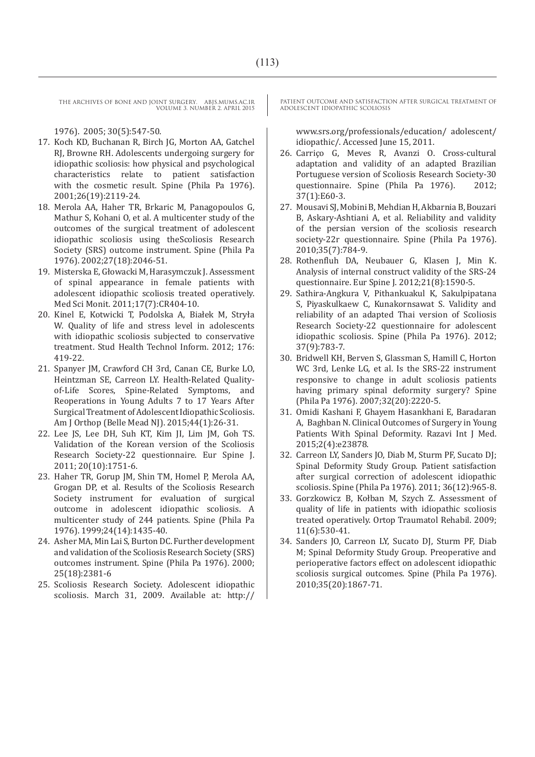1976). 2005; 30(5):547-50.

17. Koch KD, Buchanan R, Birch JG, Morton AA, Gatchel RJ, Browne RH. Adolescents undergoing surgery for idiopathic scoliosis: how physical and psychological characteristics relate to patient satisfaction with the cosmetic result. Spine (Phila Pa 1976). 2001;26(19):2119-24.
18. Merola AA, Haher TR, Brkaric M, Panagopoulos G, Mathur S, Kohani O, et al. A multicenter study of the outcomes of the surgical treatment of adolescent idiopathic scoliosis using theScoliosis Research Society (SRS) outcome instrument. Spine (Phila Pa 1976). 2002;27(18):2046-51.
19. Misterska E, Głowacki M, Harasymczuk J. Assessment of spinal appearance in female patients with adolescent idiopathic scoliosis treated operatively. Med Sci Monit. 2011;17(7):CR404-10.
20. Kinel E, Kotwicki T, Podolska A, Białek M, Stryła W. Quality of life and stress level in adolescents with idiopathic scoliosis subjected to conservative treatment. Stud Health Technol Inform. 2012; 176: 419-22.
21. Spanyer JM, Crawford CH 3rd, Canan CE, Burke LO, Heintzman SE, Carreon LY. Health-Related Quality-of-Life Scores, Spine-Related Symptoms, and Reoperations in Young Adults 7 to 17 Years After Surgical Treatment of Adolescent Idiopathic Scoliosis. Am J Orthop (Belle Mead NJ). 2015;44(1):26-31.
22. Lee JS, Lee DH, Suh KT, Kim JI, Lim JM, Goh TS. Validation of the Korean version of the Scoliosis Research Society-22 questionnaire. Eur Spine J. 2011; 20(10):1751-6.
23. Haher TR, Gorup JM, Shin TM, Homel P, Merola AA, Grogan DP, et al. Results of the Scoliosis Research Society instrument for evaluation of surgical outcome in adolescent idiopathic scoliosis. A multicenter study of 244 patients. Spine (Phila Pa 1976). 1999;24(14):1435-40.
24. Asher MA, Min Lai S, Burton DC. Further development and validation of the Scoliosis Research Society (SRS) outcomes instrument. Spine (Phila Pa 1976). 2000; 25(18):2381-6
25. Scoliosis Research Society. Adolescent idiopathic scoliosis. March 31, 2009. Available at: http://www.srs.org/professionals/education/ adolescent/idiopathic/. Accessed June 15, 2011.
26. Carriço G, Meves R, Avanzi O. Cross-cultural adaptation and validity of an adapted Brazilian Portuguese version of Scoliosis Research Society-30 questionnaire. Spine (Phila Pa 1976). 2012; 37(1):E60-3.
27. Mousavi SJ, Mobini B, Mehdian H, Akbarnia B, Bouzari B, Askary-Ashtiani A, et al. Reliability and validity of the persian version of the scoliosis research society-22r questionnaire. Spine (Phila Pa 1976). 2010;35(7):784-9.
28. Rothenfluh DA, Neubauer G, Klasen J, Min K. Analysis of internal construct validity of the SRS-24 questionnaire. Eur Spine J. 2012;21(8):1590-5.
29. Sathira-Angkura V, Pithankuakul K, Sakulpipatana S, Piyaskulkaew C, Kunakornsawat S. Validity and reliability of an adapted Thai version of Scoliosis Research Society-22 questionnaire for adolescent idiopathic scoliosis. Spine (Phila Pa 1976). 2012; 37(9):783-7.
30. Bridwell KH, Berven S, Glassman S, Hamill C, Horton WC 3rd, Lenke LG, et al. Is the SRS-22 instrument responsive to change in adult scoliosis patients having primary spinal deformity surgery? Spine (Phila Pa 1976). 2007;32(20):2220-5.
31. Omidi Kashani F, Ghayem Hasankhani E, Baradaran A, Baghban N. Clinical Outcomes of Surgery in Young Patients With Spinal Deformity. Razavi Int J Med. 2015;2(4):e23878.
32. Carreon LY, Sanders JO, Diab M, Sturm PF, Sucato DJ; Spinal Deformity Study Group. Patient satisfaction after surgical correction of adolescent idiopathic scoliosis. Spine (Phila Pa 1976). 2011; 36(12):965-8.
33. Gorzkowicz B, Kołban M, Szych Z. Assessment of quality of life in patients with idiopathic scoliosis treated operatively. Ortop Traumatol Rehabil. 2009; 11(6):530-41.
34. Sanders JO, Carreon LY, Sucato DJ, Sturm PF, Diab M; Spinal Deformity Study Group. Preoperative and perioperative factors effect on adolescent idiopathic scoliosis surgical outcomes. Spine (Phila Pa 1976). 2010;35(20):1867-71.